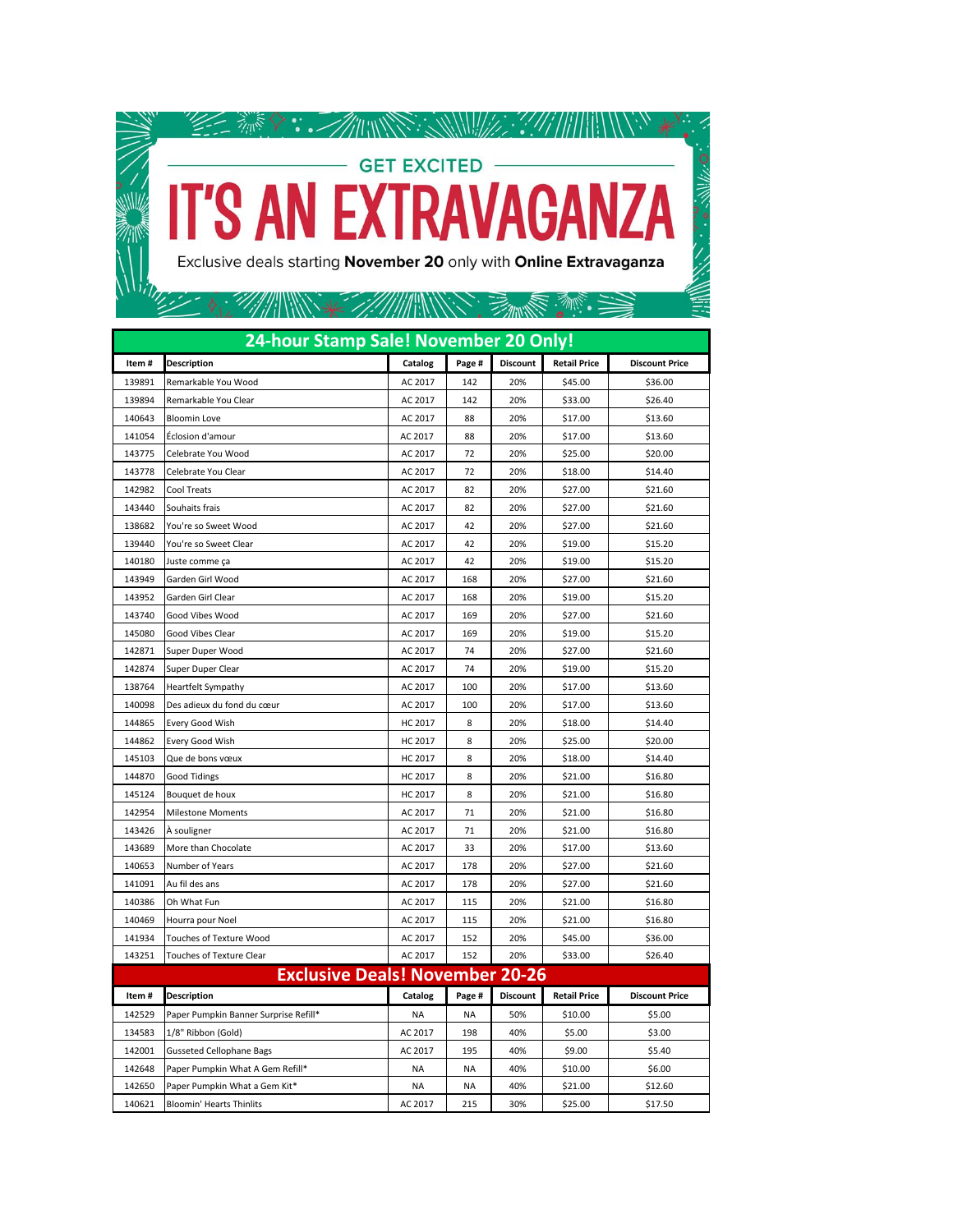GET EXCITED

# IT'S AN EXTRAVAGANZA

Exclusive deals starting **November 20** only with **Online Extravaganza**

## 24-hour Stamp Sale! November 20 Only!

| Item # | Description | Catalog | Page # | Discount | Retail Price | Discount Price |
|---|---|---|---|---|---|---|
| 139891 | Remarkable You Wood | AC 2017 | 142 | 20% | $45.00 | $36.00 |
| 139894 | Remarkable You Clear | AC 2017 | 142 | 20% | $33.00 | $26.40 |
| 140643 | Bloomin Love | AC 2017 | 88 | 20% | $17.00 | $13.60 |
| 141054 | Éclosion d'amour | AC 2017 | 88 | 20% | $17.00 | $13.60 |
| 143775 | Celebrate You Wood | AC 2017 | 72 | 20% | $25.00 | $20.00 |
| 143778 | Celebrate You Clear | AC 2017 | 72 | 20% | $18.00 | $14.40 |
| 142982 | Cool Treats | AC 2017 | 82 | 20% | $27.00 | $21.60 |
| 143440 | Souhaits frais | AC 2017 | 82 | 20% | $27.00 | $21.60 |
| 138682 | You're so Sweet Wood | AC 2017 | 42 | 20% | $27.00 | $21.60 |
| 139440 | You're so Sweet Clear | AC 2017 | 42 | 20% | $19.00 | $15.20 |
| 140180 | Juste comme ça | AC 2017 | 42 | 20% | $19.00 | $15.20 |
| 143949 | Garden Girl Wood | AC 2017 | 168 | 20% | $27.00 | $21.60 |
| 143952 | Garden Girl Clear | AC 2017 | 168 | 20% | $19.00 | $15.20 |
| 143740 | Good Vibes Wood | AC 2017 | 169 | 20% | $27.00 | $21.60 |
| 145080 | Good Vibes Clear | AC 2017 | 169 | 20% | $19.00 | $15.20 |
| 142871 | Super Duper Wood | AC 2017 | 74 | 20% | $27.00 | $21.60 |
| 142874 | Super Duper Clear | AC 2017 | 74 | 20% | $19.00 | $15.20 |
| 138764 | Heartfelt Sympathy | AC 2017 | 100 | 20% | $17.00 | $13.60 |
| 140098 | Des adieux du fond du cœur | AC 2017 | 100 | 20% | $17.00 | $13.60 |
| 144865 | Every Good Wish | HC 2017 | 8 | 20% | $18.00 | $14.40 |
| 144862 | Every Good Wish | HC 2017 | 8 | 20% | $25.00 | $20.00 |
| 145103 | Que de bons vœux | HC 2017 | 8 | 20% | $18.00 | $14.40 |
| 144870 | Good Tidings | HC 2017 | 8 | 20% | $21.00 | $16.80 |
| 145124 | Bouquet de houx | HC 2017 | 8 | 20% | $21.00 | $16.80 |
| 142954 | Milestone Moments | AC 2017 | 71 | 20% | $21.00 | $16.80 |
| 143426 | À souligner | AC 2017 | 71 | 20% | $21.00 | $16.80 |
| 143689 | More than Chocolate | AC 2017 | 33 | 20% | $17.00 | $13.60 |
| 140653 | Number of Years | AC 2017 | 178 | 20% | $27.00 | $21.60 |
| 141091 | Au fil des ans | AC 2017 | 178 | 20% | $27.00 | $21.60 |
| 140386 | Oh What Fun | AC 2017 | 115 | 20% | $21.00 | $16.80 |
| 140469 | Hourra pour Noel | AC 2017 | 115 | 20% | $21.00 | $16.80 |
| 141934 | Touches of Texture Wood | AC 2017 | 152 | 20% | $45.00 | $36.00 |
| 143251 | Touches of Texture Clear | AC 2017 | 152 | 20% | $33.00 | $26.40 |

## Exclusive Deals! November 20-26

| Item # | Description | Catalog | Page # | Discount | Retail Price | Discount Price |
|---|---|---|---|---|---|---|
| 142529 | Paper Pumpkin Banner Surprise Refill* | NA | NA | 50% | $10.00 | $5.00 |
| 134583 | 1/8" Ribbon (Gold) | AC 2017 | 198 | 40% | $5.00 | $3.00 |
| 142001 | Gusseted Cellophane Bags | AC 2017 | 195 | 40% | $9.00 | $5.40 |
| 142648 | Paper Pumpkin What A Gem Refill* | NA | NA | 40% | $10.00 | $6.00 |
| 142650 | Paper Pumpkin What a Gem Kit* | NA | NA | 40% | $21.00 | $12.60 |
| 140621 | Bloomin' Hearts Thinlits | AC 2017 | 215 | 30% | $25.00 | $17.50 |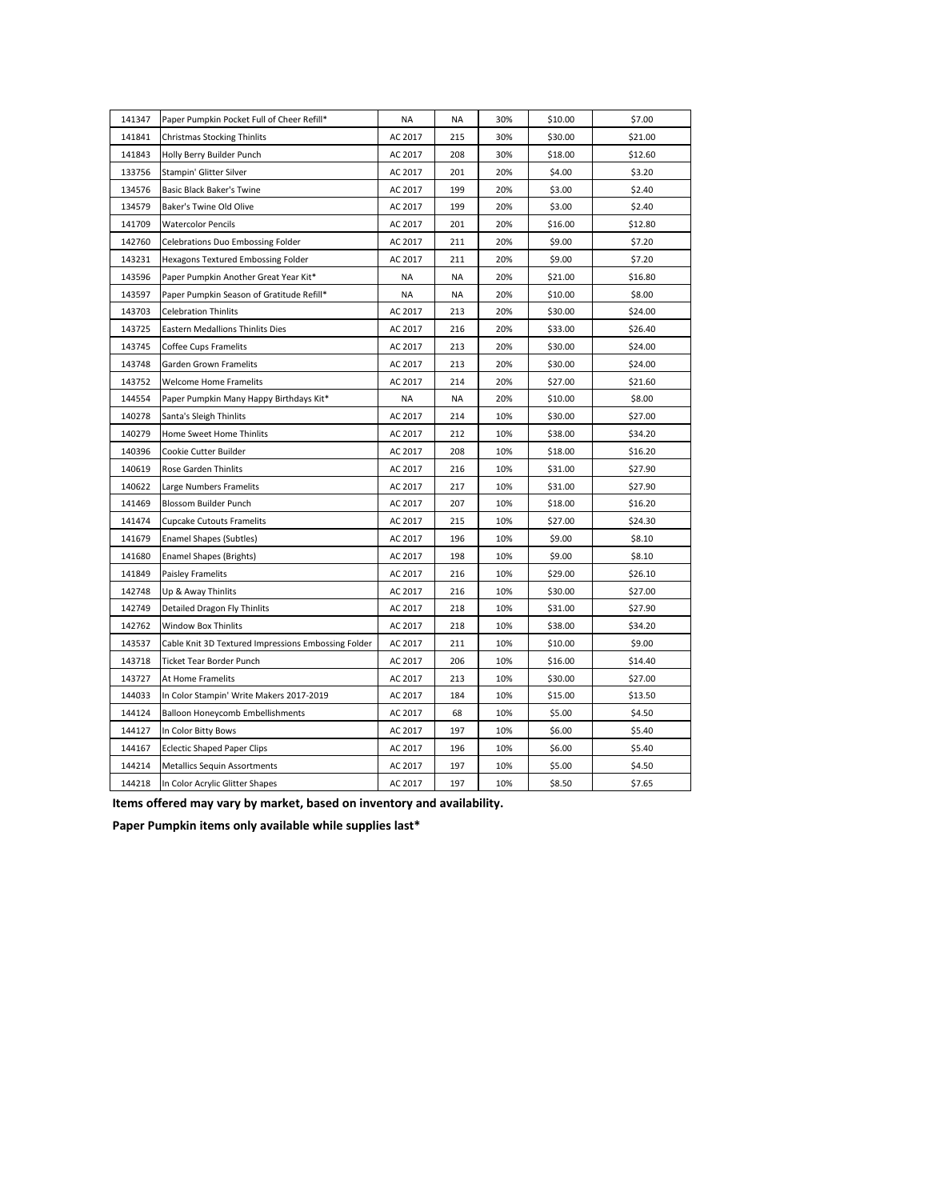| | | | | | | |
|---|---|---|---|---|---|---|
| 141347 | Paper Pumpkin Pocket Full of Cheer Refill* | NA | NA | 30% | $10.00 | $7.00 |
| 141841 | Christmas Stocking Thinlits | AC 2017 | 215 | 30% | $30.00 | $21.00 |
| 141843 | Holly Berry Builder Punch | AC 2017 | 208 | 30% | $18.00 | $12.60 |
| 133756 | Stampin' Glitter Silver | AC 2017 | 201 | 20% | $4.00 | $3.20 |
| 134576 | Basic Black Baker's Twine | AC 2017 | 199 | 20% | $3.00 | $2.40 |
| 134579 | Baker's Twine Old Olive | AC 2017 | 199 | 20% | $3.00 | $2.40 |
| 141709 | Watercolor Pencils | AC 2017 | 201 | 20% | $16.00 | $12.80 |
| 142760 | Celebrations Duo Embossing Folder | AC 2017 | 211 | 20% | $9.00 | $7.20 |
| 143231 | Hexagons Textured Embossing Folder | AC 2017 | 211 | 20% | $9.00 | $7.20 |
| 143596 | Paper Pumpkin Another Great Year Kit* | NA | NA | 20% | $21.00 | $16.80 |
| 143597 | Paper Pumpkin Season of Gratitude Refill* | NA | NA | 20% | $10.00 | $8.00 |
| 143703 | Celebration Thinlits | AC 2017 | 213 | 20% | $30.00 | $24.00 |
| 143725 | Eastern Medallions Thinlits Dies | AC 2017 | 216 | 20% | $33.00 | $26.40 |
| 143745 | Coffee Cups Framelits | AC 2017 | 213 | 20% | $30.00 | $24.00 |
| 143748 | Garden Grown Framelits | AC 2017 | 213 | 20% | $30.00 | $24.00 |
| 143752 | Welcome Home Framelits | AC 2017 | 214 | 20% | $27.00 | $21.60 |
| 144554 | Paper Pumpkin Many Happy Birthdays Kit* | NA | NA | 20% | $10.00 | $8.00 |
| 140278 | Santa's Sleigh Thinlits | AC 2017 | 214 | 10% | $30.00 | $27.00 |
| 140279 | Home Sweet Home Thinlits | AC 2017 | 212 | 10% | $38.00 | $34.20 |
| 140396 | Cookie Cutter Builder | AC 2017 | 208 | 10% | $18.00 | $16.20 |
| 140619 | Rose Garden Thinlits | AC 2017 | 216 | 10% | $31.00 | $27.90 |
| 140622 | Large Numbers Framelits | AC 2017 | 217 | 10% | $31.00 | $27.90 |
| 141469 | Blossom Builder Punch | AC 2017 | 207 | 10% | $18.00 | $16.20 |
| 141474 | Cupcake Cutouts Framelits | AC 2017 | 215 | 10% | $27.00 | $24.30 |
| 141679 | Enamel Shapes (Subtles) | AC 2017 | 196 | 10% | $9.00 | $8.10 |
| 141680 | Enamel Shapes (Brights) | AC 2017 | 198 | 10% | $9.00 | $8.10 |
| 141849 | Paisley Framelits | AC 2017 | 216 | 10% | $29.00 | $26.10 |
| 142748 | Up & Away Thinlits | AC 2017 | 216 | 10% | $30.00 | $27.00 |
| 142749 | Detailed Dragon Fly Thinlits | AC 2017 | 218 | 10% | $31.00 | $27.90 |
| 142762 | Window Box Thinlits | AC 2017 | 218 | 10% | $38.00 | $34.20 |
| 143537 | Cable Knit 3D Textured Impressions Embossing Folder | AC 2017 | 211 | 10% | $10.00 | $9.00 |
| 143718 | Ticket Tear Border Punch | AC 2017 | 206 | 10% | $16.00 | $14.40 |
| 143727 | At Home Framelits | AC 2017 | 213 | 10% | $30.00 | $27.00 |
| 144033 | In Color Stampin' Write Makers 2017-2019 | AC 2017 | 184 | 10% | $15.00 | $13.50 |
| 144124 | Balloon Honeycomb Embellishments | AC 2017 | 68 | 10% | $5.00 | $4.50 |
| 144127 | In Color Bitty Bows | AC 2017 | 197 | 10% | $6.00 | $5.40 |
| 144167 | Eclectic Shaped Paper Clips | AC 2017 | 196 | 10% | $6.00 | $5.40 |
| 144214 | Metallics Sequin Assortments | AC 2017 | 197 | 10% | $5.00 | $4.50 |
| 144218 | In Color Acrylic Glitter Shapes | AC 2017 | 197 | 10% | $8.50 | $7.65 |

**Items offered may vary by market, based on inventory and availability.**

**Paper Pumpkin items only available while supplies last***